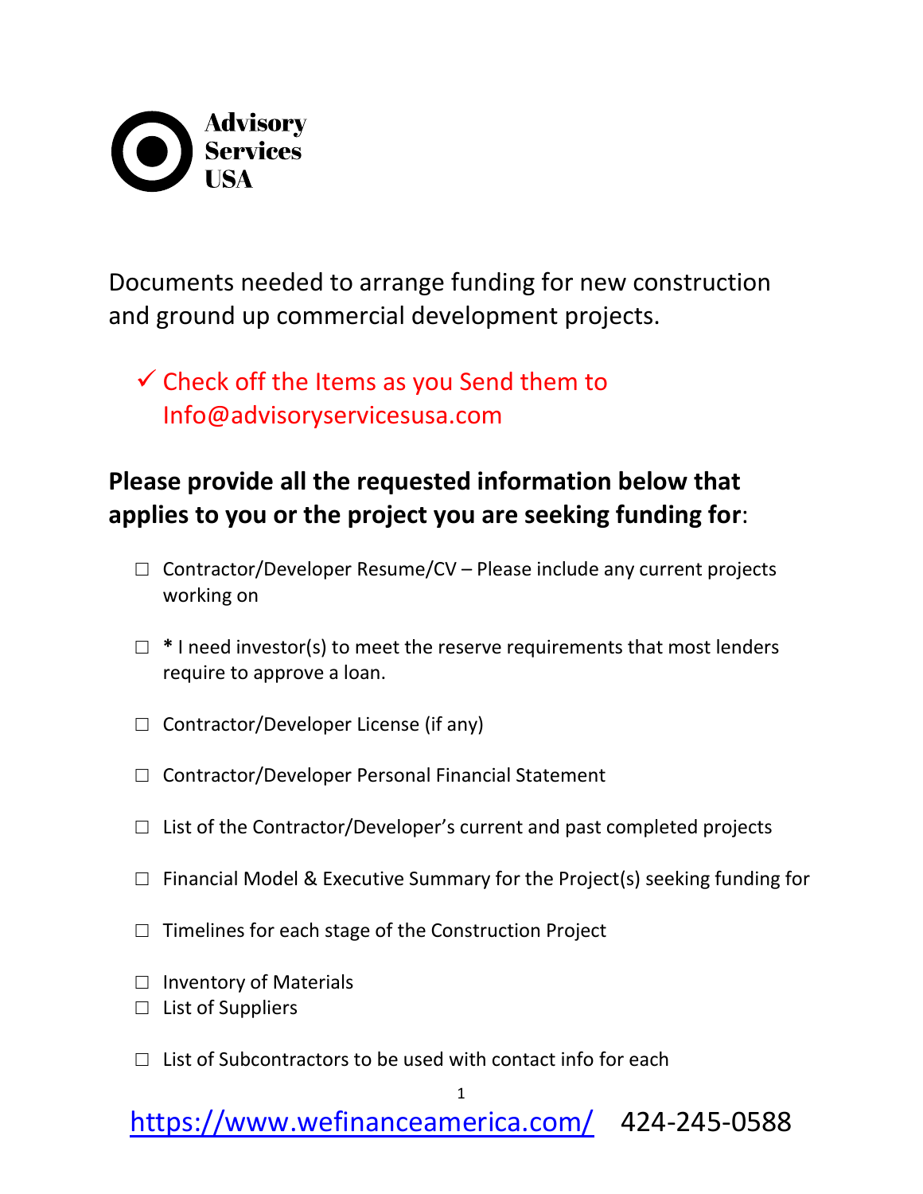**Advisory Services USA**

Documents needed to arrange funding for new construction and ground up commercial development projects.

✓ Check off the Items as you Send them to Info@advisoryservicesusa.com

**Please provide all the requested information below that applies to you or the project you are seeking funding for**:

☐ Contractor/Developer Resume/CV – Please include any current projects working on

☐ * I need investor(s) to meet the reserve requirements that most lenders require to approve a loan.

☐ Contractor/Developer License (if any)

☐ Contractor/Developer Personal Financial Statement

☐ List of the Contractor/Developer's current and past completed projects

☐ Financial Model & Executive Summary for the Project(s) seeking funding for

☐ Timelines for each stage of the Construction Project

☐ Inventory of Materials

☐ List of Suppliers

☐ List of Subcontractors to be used with contact info for each

[https://www.wefinanceamerica.com/](https://www.wefinanceamerica.com/) 424-245-0588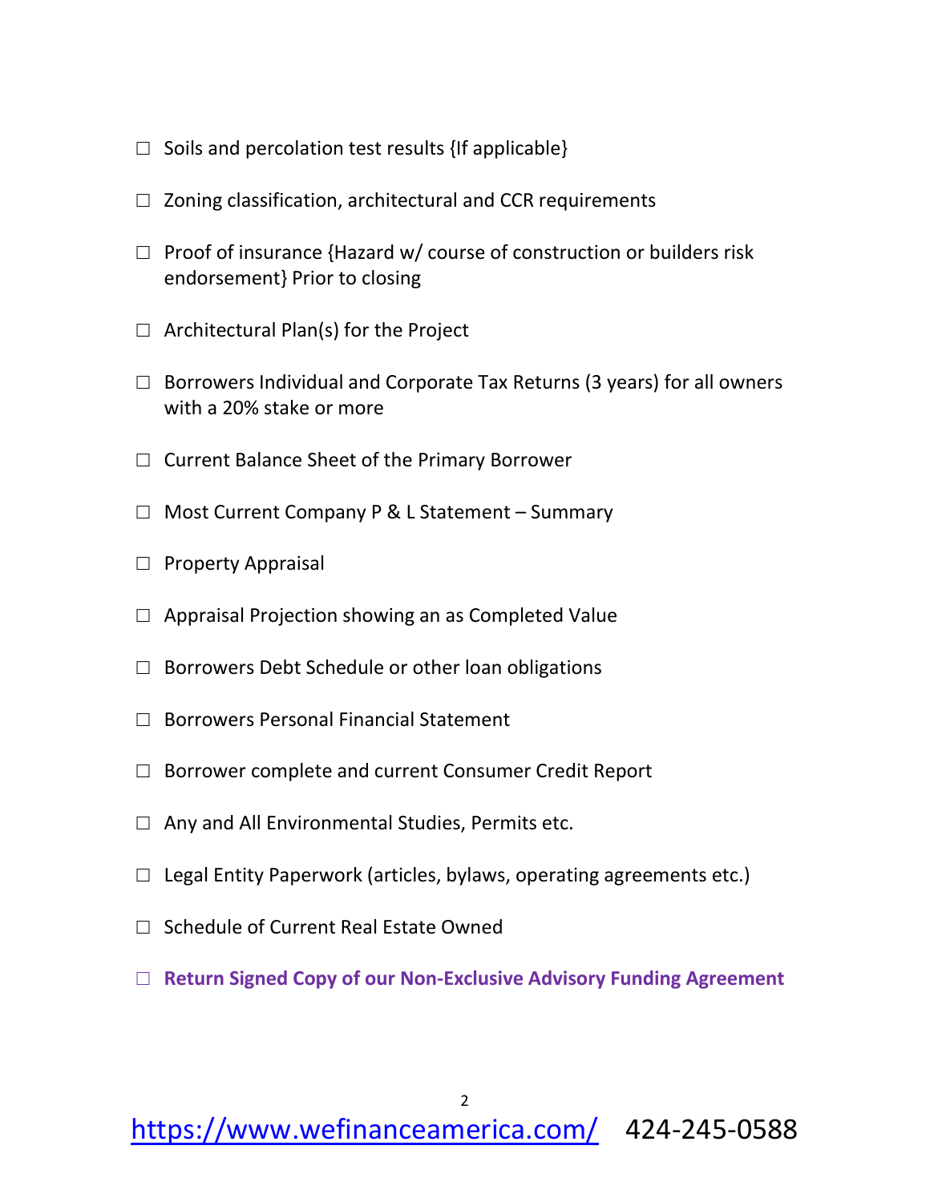☐ Soils and percolation test results {If applicable}

☐ Zoning classification, architectural and CCR requirements

☐ Proof of insurance {Hazard w/ course of construction or builders risk endorsement} Prior to closing

☐ Architectural Plan(s) for the Project

☐ Borrowers Individual and Corporate Tax Returns (3 years) for all owners with a 20% stake or more

☐ Current Balance Sheet of the Primary Borrower

☐ Most Current Company P & L Statement – Summary

☐ Property Appraisal

☐ Appraisal Projection showing an as Completed Value

☐ Borrowers Debt Schedule or other loan obligations

☐ Borrowers Personal Financial Statement

☐ Borrower complete and current Consumer Credit Report

☐ Any and All Environmental Studies, Permits etc.

☐ Legal Entity Paperwork (articles, bylaws, operating agreements etc.)

☐ Schedule of Current Real Estate Owned

☐ **Return Signed Copy of our Non-Exclusive Advisory Funding Agreement**

https://www.wefinanceamerica.com/ 424-245-0588